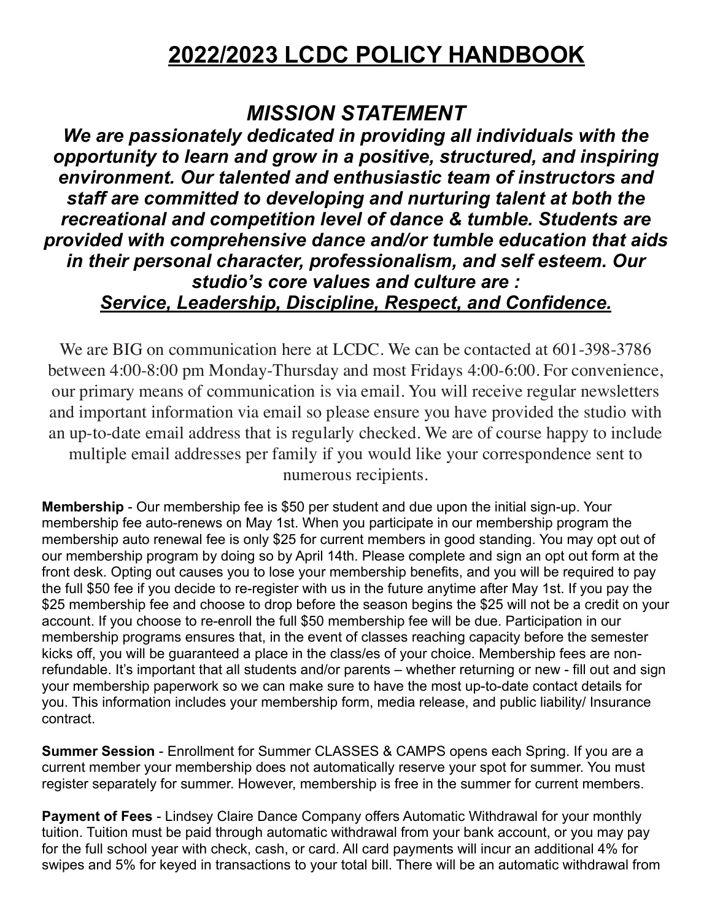# 2022/2023 LCDC POLICY HANDBOOK

## *MISSION STATEMENT*

***We are passionately dedicated in providing all individuals with the opportunity to learn and grow in a positive, structured, and inspiring environment. Our talented and enthusiastic team of instructors and staff are committed to developing and nurturing talent at both the recreational and competition level of dance & tumble. Students are provided with comprehensive dance and/or tumble education that aids in their personal character, professionalism, and self esteem. Our studio's core values and culture are :***
***Service, Leadership, Discipline, Respect, and Confidence.***

We are BIG on communication here at LCDC. We can be contacted at 601-398-3786 between 4:00-8:00 pm Monday-Thursday and most Fridays 4:00-6:00. For convenience, our primary means of communication is via email. You will receive regular newsletters and important information via email so please ensure you have provided the studio with an up-to-date email address that is regularly checked. We are of course happy to include multiple email addresses per family if you would like your correspondence sent to numerous recipients.

**Membership** - Our membership fee is $50 per student and due upon the initial sign-up. Your membership fee auto-renews on May 1st. When you participate in our membership program the membership auto renewal fee is only $25 for current members in good standing. You may opt out of our membership program by doing so by April 14th. Please complete and sign an opt out form at the front desk. Opting out causes you to lose your membership benefits, and you will be required to pay the full $50 fee if you decide to re-register with us in the future anytime after May 1st. If you pay the $25 membership fee and choose to drop before the season begins the $25 will not be a credit on your account. If you choose to re-enroll the full $50 membership fee will be due. Participation in our membership programs ensures that, in the event of classes reaching capacity before the semester kicks off, you will be guaranteed a place in the class/es of your choice. Membership fees are non-refundable. It's important that all students and/or parents – whether returning or new - fill out and sign your membership paperwork so we can make sure to have the most up-to-date contact details for you. This information includes your membership form, media release, and public liability/ Insurance contract.

**Summer Session** - Enrollment for Summer CLASSES & CAMPS opens each Spring. If you are a current member your membership does not automatically reserve your spot for summer. You must register separately for summer. However, membership is free in the summer for current members.

**Payment of Fees** - Lindsey Claire Dance Company offers Automatic Withdrawal for your monthly tuition. Tuition must be paid through automatic withdrawal from your bank account, or you may pay for the full school year with check, cash, or card. All card payments will incur an additional 4% for swipes and 5% for keyed in transactions to your total bill. There will be an automatic withdrawal from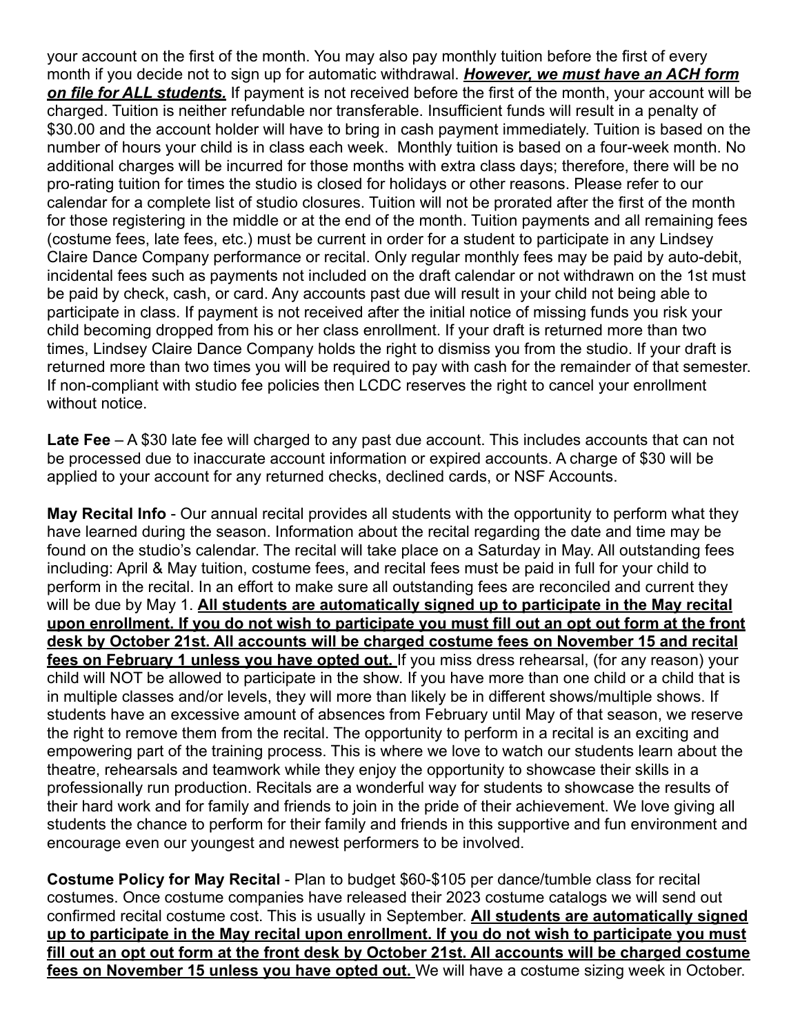your account on the first of the month. You may also pay monthly tuition before the first of every month if you decide not to sign up for automatic withdrawal. ***<u>However, we must have an ACH form on file for ALL students.</u>*** If payment is not received before the first of the month, your account will be charged. Tuition is neither refundable nor transferable. Insufficient funds will result in a penalty of $30.00 and the account holder will have to bring in cash payment immediately. Tuition is based on the number of hours your child is in class each week. Monthly tuition is based on a four-week month. No additional charges will be incurred for those months with extra class days; therefore, there will be no pro-rating tuition for times the studio is closed for holidays or other reasons. Please refer to our calendar for a complete list of studio closures. Tuition will not be prorated after the first of the month for those registering in the middle or at the end of the month. Tuition payments and all remaining fees (costume fees, late fees, etc.) must be current in order for a student to participate in any Lindsey Claire Dance Company performance or recital. Only regular monthly fees may be paid by auto-debit, incidental fees such as payments not included on the draft calendar or not withdrawn on the 1st must be paid by check, cash, or card. Any accounts past due will result in your child not being able to participate in class. If payment is not received after the initial notice of missing funds you risk your child becoming dropped from his or her class enrollment. If your draft is returned more than two times, Lindsey Claire Dance Company holds the right to dismiss you from the studio. If your draft is returned more than two times you will be required to pay with cash for the remainder of that semester. If non-compliant with studio fee policies then LCDC reserves the right to cancel your enrollment without notice.

**Late Fee** – A $30 late fee will charged to any past due account. This includes accounts that can not be processed due to inaccurate account information or expired accounts. A charge of $30 will be applied to your account for any returned checks, declined cards, or NSF Accounts.

**May Recital Info** - Our annual recital provides all students with the opportunity to perform what they have learned during the season. Information about the recital regarding the date and time may be found on the studio's calendar. The recital will take place on a Saturday in May. All outstanding fees including: April & May tuition, costume fees, and recital fees must be paid in full for your child to perform in the recital. In an effort to make sure all outstanding fees are reconciled and current they will be due by May 1. **<u>All students are automatically signed up to participate in the May recital upon enrollment. If you do not wish to participate you must fill out an opt out form at the front desk by October 21st. All accounts will be charged costume fees on November 15 and recital fees on February 1 unless you have opted out.</u>** If you miss dress rehearsal, (for any reason) your child will NOT be allowed to participate in the show. If you have more than one child or a child that is in multiple classes and/or levels, they will more than likely be in different shows/multiple shows. If students have an excessive amount of absences from February until May of that season, we reserve the right to remove them from the recital. The opportunity to perform in a recital is an exciting and empowering part of the training process. This is where we love to watch our students learn about the theatre, rehearsals and teamwork while they enjoy the opportunity to showcase their skills in a professionally run production. Recitals are a wonderful way for students to showcase the results of their hard work and for family and friends to join in the pride of their achievement. We love giving all students the chance to perform for their family and friends in this supportive and fun environment and encourage even our youngest and newest performers to be involved.

**Costume Policy for May Recital** - Plan to budget $60-$105 per dance/tumble class for recital costumes. Once costume companies have released their 2023 costume catalogs we will send out confirmed recital costume cost. This is usually in September. **<u>All students are automatically signed up to participate in the May recital upon enrollment. If you do not wish to participate you must fill out an opt out form at the front desk by October 21st. All accounts will be charged costume fees on November 15 unless you have opted out.</u>** We will have a costume sizing week in October.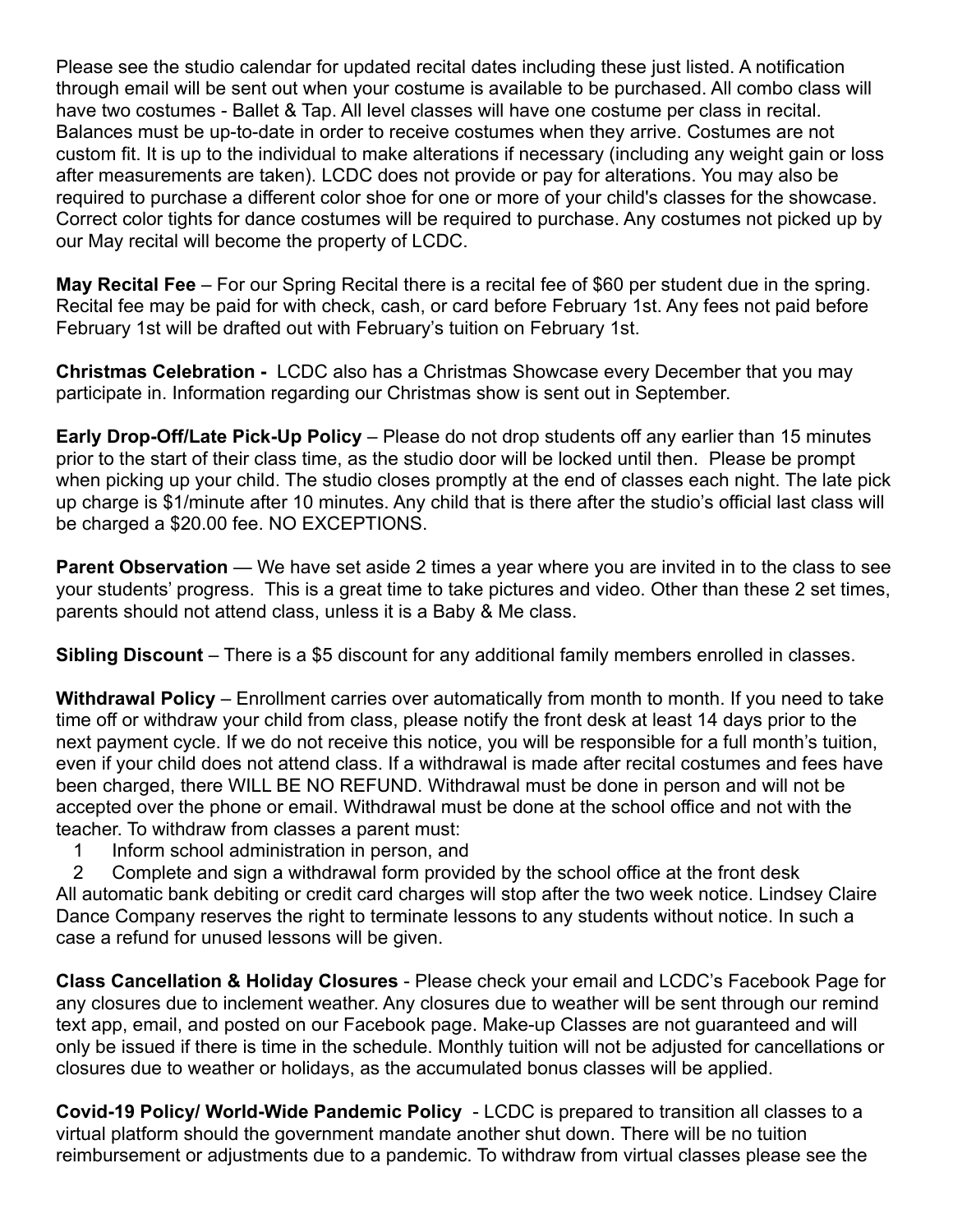Please see the studio calendar for updated recital dates including these just listed. A notification through email will be sent out when your costume is available to be purchased. All combo class will have two costumes - Ballet & Tap. All level classes will have one costume per class in recital. Balances must be up-to-date in order to receive costumes when they arrive. Costumes are not custom fit. It is up to the individual to make alterations if necessary (including any weight gain or loss after measurements are taken). LCDC does not provide or pay for alterations. You may also be required to purchase a different color shoe for one or more of your child's classes for the showcase. Correct color tights for dance costumes will be required to purchase. Any costumes not picked up by our May recital will become the property of LCDC.

**May Recital Fee** – For our Spring Recital there is a recital fee of $60 per student due in the spring. Recital fee may be paid for with check, cash, or card before February 1st. Any fees not paid before February 1st will be drafted out with February's tuition on February 1st.

**Christmas Celebration -** LCDC also has a Christmas Showcase every December that you may participate in. Information regarding our Christmas show is sent out in September.

**Early Drop-Off/Late Pick-Up Policy** – Please do not drop students off any earlier than 15 minutes prior to the start of their class time, as the studio door will be locked until then. Please be prompt when picking up your child. The studio closes promptly at the end of classes each night. The late pick up charge is $1/minute after 10 minutes. Any child that is there after the studio's official last class will be charged a $20.00 fee. NO EXCEPTIONS.

**Parent Observation** — We have set aside 2 times a year where you are invited in to the class to see your students' progress. This is a great time to take pictures and video. Other than these 2 set times, parents should not attend class, unless it is a Baby & Me class.

**Sibling Discount** – There is a $5 discount for any additional family members enrolled in classes.

**Withdrawal Policy** – Enrollment carries over automatically from month to month. If you need to take time off or withdraw your child from class, please notify the front desk at least 14 days prior to the next payment cycle. If we do not receive this notice, you will be responsible for a full month's tuition, even if your child does not attend class. If a withdrawal is made after recital costumes and fees have been charged, there WILL BE NO REFUND. Withdrawal must be done in person and will not be accepted over the phone or email. Withdrawal must be done at the school office and not with the teacher. To withdraw from classes a parent must:

1. Inform school administration in person, and
2. Complete and sign a withdrawal form provided by the school office at the front desk

All automatic bank debiting or credit card charges will stop after the two week notice. Lindsey Claire Dance Company reserves the right to terminate lessons to any students without notice. In such a case a refund for unused lessons will be given.

**Class Cancellation & Holiday Closures** - Please check your email and LCDC's Facebook Page for any closures due to inclement weather. Any closures due to weather will be sent through our remind text app, email, and posted on our Facebook page. Make-up Classes are not guaranteed and will only be issued if there is time in the schedule. Monthly tuition will not be adjusted for cancellations or closures due to weather or holidays, as the accumulated bonus classes will be applied.

**Covid-19 Policy/ World-Wide Pandemic Policy** - LCDC is prepared to transition all classes to a virtual platform should the government mandate another shut down. There will be no tuition reimbursement or adjustments due to a pandemic. To withdraw from virtual classes please see the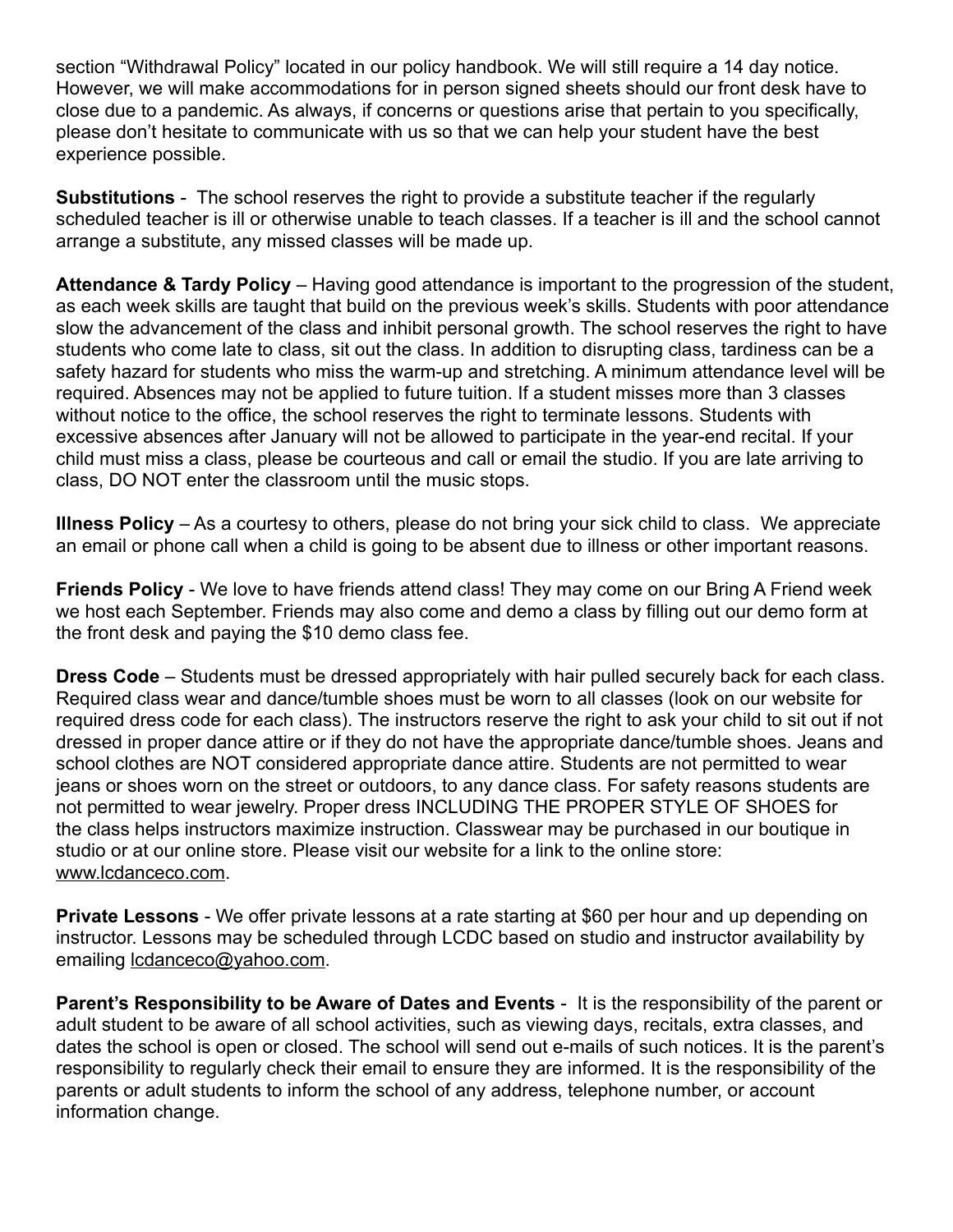section “Withdrawal Policy” located in our policy handbook. We will still require a 14 day notice. However, we will make accommodations for in person signed sheets should our front desk have to close due to a pandemic. As always, if concerns or questions arise that pertain to you specifically, please don’t hesitate to communicate with us so that we can help your student have the best experience possible.

**Substitutions** - The school reserves the right to provide a substitute teacher if the regularly scheduled teacher is ill or otherwise unable to teach classes. If a teacher is ill and the school cannot arrange a substitute, any missed classes will be made up.

**Attendance & Tardy Policy** – Having good attendance is important to the progression of the student, as each week skills are taught that build on the previous week’s skills. Students with poor attendance slow the advancement of the class and inhibit personal growth. The school reserves the right to have students who come late to class, sit out the class. In addition to disrupting class, tardiness can be a safety hazard for students who miss the warm-up and stretching. A minimum attendance level will be required. Absences may not be applied to future tuition. If a student misses more than 3 classes without notice to the office, the school reserves the right to terminate lessons. Students with excessive absences after January will not be allowed to participate in the year-end recital. If your child must miss a class, please be courteous and call or email the studio. If you are late arriving to class, DO NOT enter the classroom until the music stops.

**Illness Policy** – As a courtesy to others, please do not bring your sick child to class. We appreciate an email or phone call when a child is going to be absent due to illness or other important reasons.

**Friends Policy** - We love to have friends attend class! They may come on our Bring A Friend week we host each September. Friends may also come and demo a class by filling out our demo form at the front desk and paying the $10 demo class fee.

**Dress Code** – Students must be dressed appropriately with hair pulled securely back for each class. Required class wear and dance/tumble shoes must be worn to all classes (look on our website for required dress code for each class). The instructors reserve the right to ask your child to sit out if not dressed in proper dance attire or if they do not have the appropriate dance/tumble shoes. Jeans and school clothes are NOT considered appropriate dance attire. Students are not permitted to wear jeans or shoes worn on the street or outdoors, to any dance class. For safety reasons students are not permitted to wear jewelry. Proper dress INCLUDING THE PROPER STYLE OF SHOES for the class helps instructors maximize instruction. Classwear may be purchased in our boutique in studio or at our online store. Please visit our website for a link to the online store: www.lcdanceco.com.

**Private Lessons** - We offer private lessons at a rate starting at $60 per hour and up depending on instructor. Lessons may be scheduled through LCDC based on studio and instructor availability by emailing lcdanceco@yahoo.com.

**Parent’s Responsibility to be Aware of Dates and Events** - It is the responsibility of the parent or adult student to be aware of all school activities, such as viewing days, recitals, extra classes, and dates the school is open or closed. The school will send out e-mails of such notices. It is the parent’s responsibility to regularly check their email to ensure they are informed. It is the responsibility of the parents or adult students to inform the school of any address, telephone number, or account information change.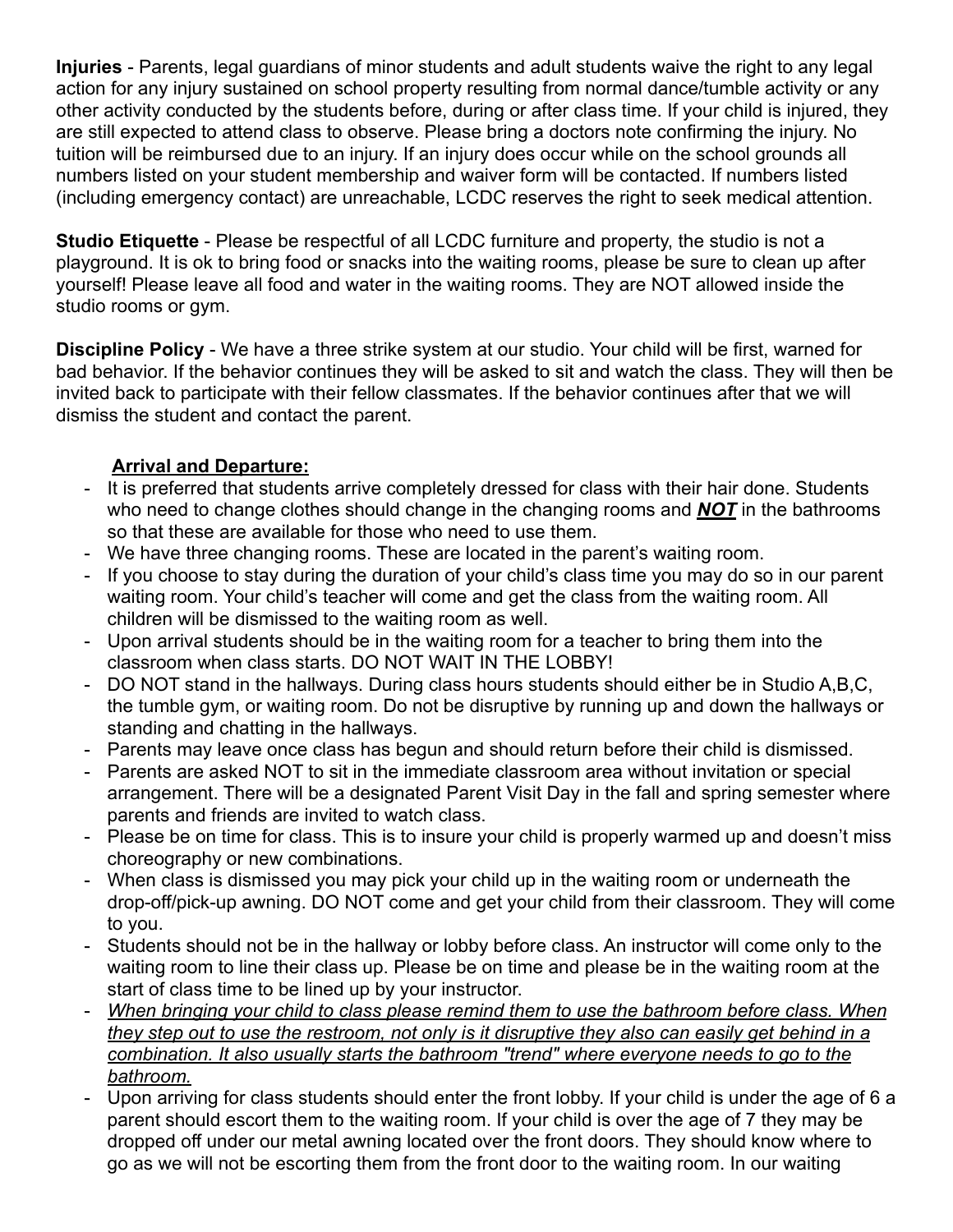**Injuries** - Parents, legal guardians of minor students and adult students waive the right to any legal action for any injury sustained on school property resulting from normal dance/tumble activity or any other activity conducted by the students before, during or after class time. If your child is injured, they are still expected to attend class to observe. Please bring a doctors note confirming the injury. No tuition will be reimbursed due to an injury. If an injury does occur while on the school grounds all numbers listed on your student membership and waiver form will be contacted. If numbers listed (including emergency contact) are unreachable, LCDC reserves the right to seek medical attention.

**Studio Etiquette** - Please be respectful of all LCDC furniture and property, the studio is not a playground. It is ok to bring food or snacks into the waiting rooms, please be sure to clean up after yourself! Please leave all food and water in the waiting rooms. They are NOT allowed inside the studio rooms or gym.

**Discipline Policy** - We have a three strike system at our studio. Your child will be first, warned for bad behavior. If the behavior continues they will be asked to sit and watch the class. They will then be invited back to participate with their fellow classmates. If the behavior continues after that we will dismiss the student and contact the parent.

**<u>Arrival and Departure:</u>**

- It is preferred that students arrive completely dressed for class with their hair done. Students who need to change clothes should change in the changing rooms and ***<u>NOT</u>*** in the bathrooms so that these are available for those who need to use them.
- We have three changing rooms. These are located in the parent's waiting room.
- If you choose to stay during the duration of your child's class time you may do so in our parent waiting room. Your child's teacher will come and get the class from the waiting room. All children will be dismissed to the waiting room as well.
- Upon arrival students should be in the waiting room for a teacher to bring them into the classroom when class starts. DO NOT WAIT IN THE LOBBY!
- DO NOT stand in the hallways. During class hours students should either be in Studio A,B,C, the tumble gym, or waiting room. Do not be disruptive by running up and down the hallways or standing and chatting in the hallways.
- Parents may leave once class has begun and should return before their child is dismissed.
- Parents are asked NOT to sit in the immediate classroom area without invitation or special arrangement. There will be a designated Parent Visit Day in the fall and spring semester where parents and friends are invited to watch class.
- Please be on time for class. This is to insure your child is properly warmed up and doesn't miss choreography or new combinations.
- When class is dismissed you may pick your child up in the waiting room or underneath the drop-off/pick-up awning. DO NOT come and get your child from their classroom. They will come to you.
- Students should not be in the hallway or lobby before class. An instructor will come only to the waiting room to line their class up. Please be on time and please be in the waiting room at the start of class time to be lined up by your instructor.
- *<u>When bringing your child to class please remind them to use the bathroom before class. When they step out to use the restroom, not only is it disruptive they also can easily get behind in a combination. It also usually starts the bathroom "trend" where everyone needs to go to the bathroom.</u>*
- Upon arriving for class students should enter the front lobby. If your child is under the age of 6 a parent should escort them to the waiting room. If your child is over the age of 7 they may be dropped off under our metal awning located over the front doors. They should know where to go as we will not be escorting them from the front door to the waiting room. In our waiting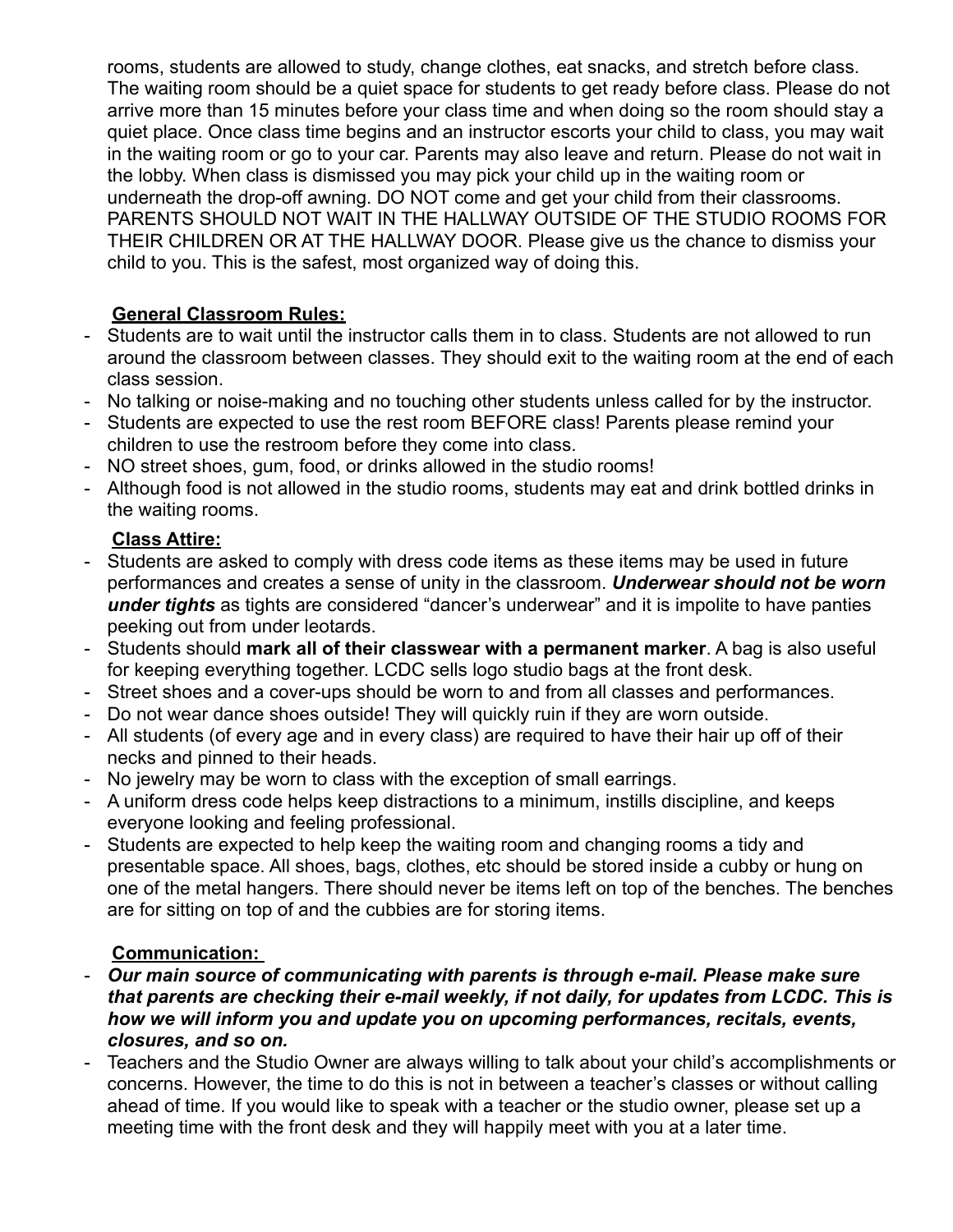rooms, students are allowed to study, change clothes, eat snacks, and stretch before class. The waiting room should be a quiet space for students to get ready before class. Please do not arrive more than 15 minutes before your class time and when doing so the room should stay a quiet place. Once class time begins and an instructor escorts your child to class, you may wait in the waiting room or go to your car. Parents may also leave and return. Please do not wait in the lobby. When class is dismissed you may pick your child up in the waiting room or underneath the drop-off awning. DO NOT come and get your child from their classrooms. PARENTS SHOULD NOT WAIT IN THE HALLWAY OUTSIDE OF THE STUDIO ROOMS FOR THEIR CHILDREN OR AT THE HALLWAY DOOR. Please give us the chance to dismiss your child to you. This is the safest, most organized way of doing this.

**General Classroom Rules:**

- Students are to wait until the instructor calls them in to class. Students are not allowed to run around the classroom between classes. They should exit to the waiting room at the end of each class session.
- No talking or noise-making and no touching other students unless called for by the instructor.
- Students are expected to use the rest room BEFORE class! Parents please remind your children to use the restroom before they come into class.
- NO street shoes, gum, food, or drinks allowed in the studio rooms!
- Although food is not allowed in the studio rooms, students may eat and drink bottled drinks in the waiting rooms.

**Class Attire:**

- Students are asked to comply with dress code items as these items may be used in future performances and creates a sense of unity in the classroom. ***Underwear should not be worn under tights*** as tights are considered “dancer’s underwear” and it is impolite to have panties peeking out from under leotards.
- Students should **mark all of their classwear with a permanent marker**. A bag is also useful for keeping everything together. LCDC sells logo studio bags at the front desk.
- Street shoes and a cover-ups should be worn to and from all classes and performances.
- Do not wear dance shoes outside! They will quickly ruin if they are worn outside.
- All students (of every age and in every class) are required to have their hair up off of their necks and pinned to their heads.
- No jewelry may be worn to class with the exception of small earrings.
- A uniform dress code helps keep distractions to a minimum, instills discipline, and keeps everyone looking and feeling professional.
- Students are expected to help keep the waiting room and changing rooms a tidy and presentable space. All shoes, bags, clothes, etc should be stored inside a cubby or hung on one of the metal hangers. There should never be items left on top of the benches. The benches are for sitting on top of and the cubbies are for storing items.

**Communication:**

- ***Our main source of communicating with parents is through e-mail. Please make sure that parents are checking their e-mail weekly, if not daily, for updates from LCDC. This is how we will inform you and update you on upcoming performances, recitals, events, closures, and so on.***
- Teachers and the Studio Owner are always willing to talk about your child’s accomplishments or concerns. However, the time to do this is not in between a teacher’s classes or without calling ahead of time. If you would like to speak with a teacher or the studio owner, please set up a meeting time with the front desk and they will happily meet with you at a later time.